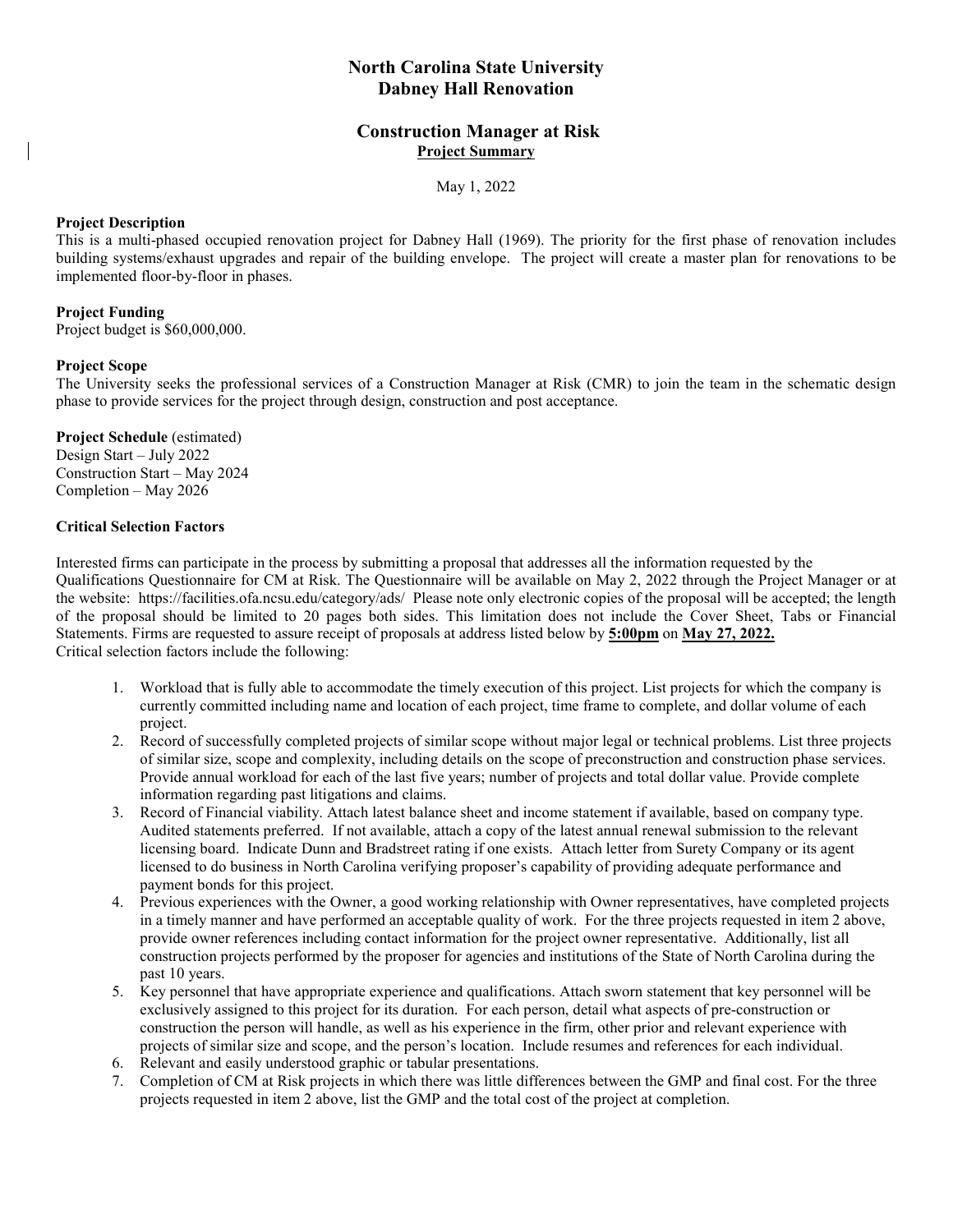# North Carolina State University
# Dabney Hall Renovation

## Construction Manager at Risk
**Project Summary**

May 1, 2022

**Project Description**

This is a multi-phased occupied renovation project for Dabney Hall (1969). The priority for the first phase of renovation includes building systems/exhaust upgrades and repair of the building envelope. The project will create a master plan for renovations to be implemented floor-by-floor in phases.

**Project Funding**

Project budget is $60,000,000.

**Project Scope**

The University seeks the professional services of a Construction Manager at Risk (CMR) to join the team in the schematic design phase to provide services for the project through design, construction and post acceptance.

**Project Schedule** (estimated)

Design Start – July 2022
Construction Start – May 2024
Completion – May 2026

**Critical Selection Factors**

Interested firms can participate in the process by submitting a proposal that addresses all the information requested by the Qualifications Questionnaire for CM at Risk. The Questionnaire will be available on May 2, 2022 through the Project Manager or at the website: https://facilities.ofa.ncsu.edu/category/ads/ Please note only electronic copies of the proposal will be accepted; the length of the proposal should be limited to 20 pages both sides. This limitation does not include the Cover Sheet, Tabs or Financial Statements. Firms are requested to assure receipt of proposals at address listed below by **5:00pm** on **May 27, 2022.**

Critical selection factors include the following:

1. Workload that is fully able to accommodate the timely execution of this project. List projects for which the company is currently committed including name and location of each project, time frame to complete, and dollar volume of each project.
2. Record of successfully completed projects of similar scope without major legal or technical problems. List three projects of similar size, scope and complexity, including details on the scope of preconstruction and construction phase services. Provide annual workload for each of the last five years; number of projects and total dollar value. Provide complete information regarding past litigations and claims.
3. Record of Financial viability. Attach latest balance sheet and income statement if available, based on company type. Audited statements preferred. If not available, attach a copy of the latest annual renewal submission to the relevant licensing board. Indicate Dunn and Bradstreet rating if one exists. Attach letter from Surety Company or its agent licensed to do business in North Carolina verifying proposer's capability of providing adequate performance and payment bonds for this project.
4. Previous experiences with the Owner, a good working relationship with Owner representatives, have completed projects in a timely manner and have performed an acceptable quality of work. For the three projects requested in item 2 above, provide owner references including contact information for the project owner representative. Additionally, list all construction projects performed by the proposer for agencies and institutions of the State of North Carolina during the past 10 years.
5. Key personnel that have appropriate experience and qualifications. Attach sworn statement that key personnel will be exclusively assigned to this project for its duration. For each person, detail what aspects of pre-construction or construction the person will handle, as well as his experience in the firm, other prior and relevant experience with projects of similar size and scope, and the person's location. Include resumes and references for each individual.
6. Relevant and easily understood graphic or tabular presentations.
7. Completion of CM at Risk projects in which there was little differences between the GMP and final cost. For the three projects requested in item 2 above, list the GMP and the total cost of the project at completion.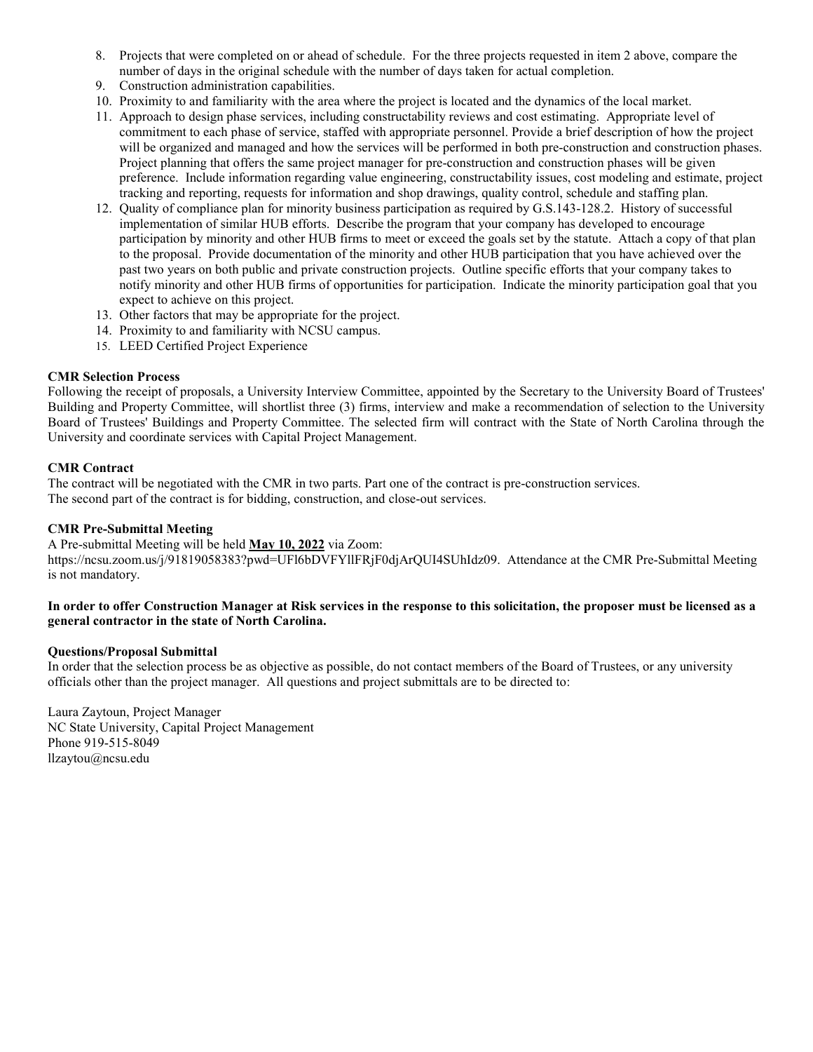8. Projects that were completed on or ahead of schedule. For the three projects requested in item 2 above, compare the number of days in the original schedule with the number of days taken for actual completion.
9. Construction administration capabilities.
10. Proximity to and familiarity with the area where the project is located and the dynamics of the local market.
11. Approach to design phase services, including constructability reviews and cost estimating. Appropriate level of commitment to each phase of service, staffed with appropriate personnel. Provide a brief description of how the project will be organized and managed and how the services will be performed in both pre-construction and construction phases. Project planning that offers the same project manager for pre-construction and construction phases will be given preference. Include information regarding value engineering, constructability issues, cost modeling and estimate, project tracking and reporting, requests for information and shop drawings, quality control, schedule and staffing plan.
12. Quality of compliance plan for minority business participation as required by G.S.143-128.2. History of successful implementation of similar HUB efforts. Describe the program that your company has developed to encourage participation by minority and other HUB firms to meet or exceed the goals set by the statute. Attach a copy of that plan to the proposal. Provide documentation of the minority and other HUB participation that you have achieved over the past two years on both public and private construction projects. Outline specific efforts that your company takes to notify minority and other HUB firms of opportunities for participation. Indicate the minority participation goal that you expect to achieve on this project.
13. Other factors that may be appropriate for the project.
14. Proximity to and familiarity with NCSU campus.
15. LEED Certified Project Experience

**CMR Selection Process**

Following the receipt of proposals, a University Interview Committee, appointed by the Secretary to the University Board of Trustees' Building and Property Committee, will shortlist three (3) firms, interview and make a recommendation of selection to the University Board of Trustees' Buildings and Property Committee. The selected firm will contract with the State of North Carolina through the University and coordinate services with Capital Project Management.

**CMR Contract**

The contract will be negotiated with the CMR in two parts. Part one of the contract is pre-construction services.
The second part of the contract is for bidding, construction, and close-out services.

**CMR Pre-Submittal Meeting**

A Pre-submittal Meeting will be held **May 10, 2022** via Zoom:
https://ncsu.zoom.us/j/91819058383?pwd=UFl6bDVFYllFRjF0djArQUI4SUhIdz09. Attendance at the CMR Pre-Submittal Meeting is not mandatory.

**In order to offer Construction Manager at Risk services in the response to this solicitation, the proposer must be licensed as a general contractor in the state of North Carolina.**

**Questions/Proposal Submittal**

In order that the selection process be as objective as possible, do not contact members of the Board of Trustees, or any university officials other than the project manager. All questions and project submittals are to be directed to:

Laura Zaytoun, Project Manager
NC State University, Capital Project Management
Phone 919-515-8049
llzaytou@ncsu.edu